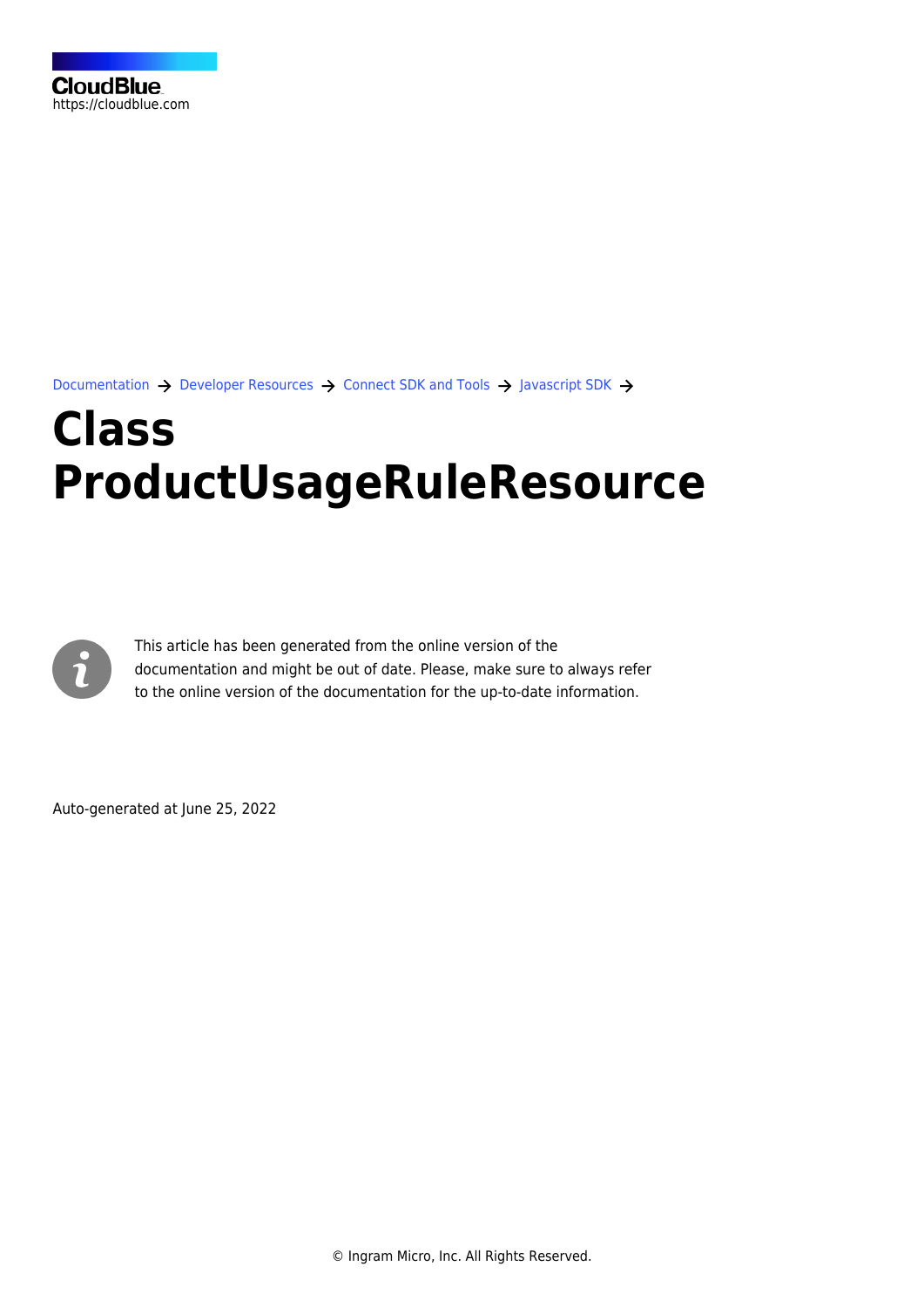CloudBlue
https://cloudblue.com

Documentation → Developer Resources → Connect SDK and Tools → Javascript SDK →

# Class ProductUsageRuleResource

This article has been generated from the online version of the documentation and might be out of date. Please, make sure to always refer to the online version of the documentation for the up-to-date information.

Auto-generated at June 25, 2022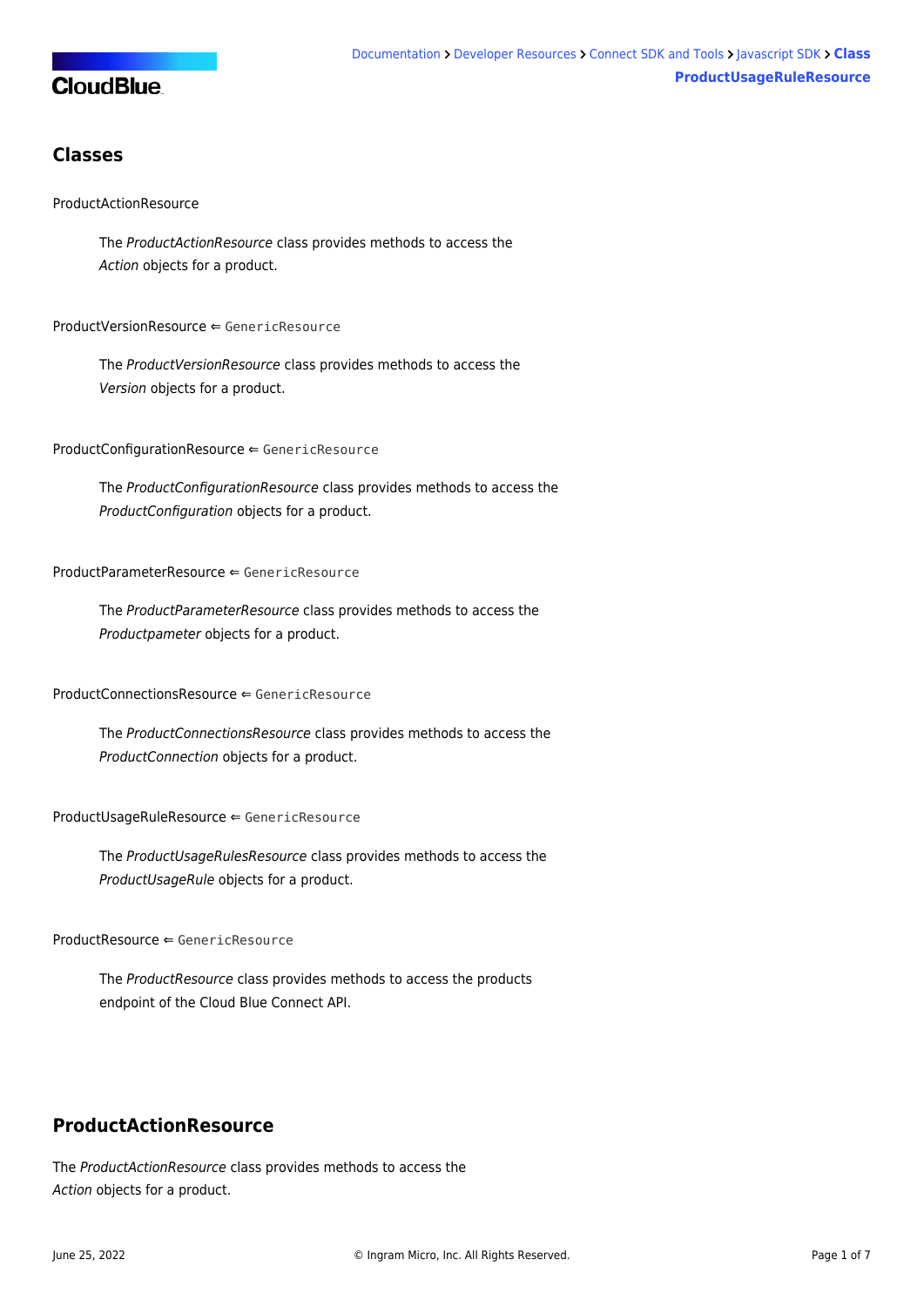## Classes

ProductActionResource

> The *ProductActionResource* class provides methods to access the *Action* objects for a product.

ProductVersionResource ⇐ `GenericResource`

> The *ProductVersionResource* class provides methods to access the *Version* objects for a product.

ProductConfigurationResource ⇐ `GenericResource`

> The *ProductConfigurationResource* class provides methods to access the *ProductConfiguration* objects for a product.

ProductParameterResource ⇐ `GenericResource`

> The *ProductParameterResource* class provides methods to access the *Productpameter* objects for a product.

ProductConnectionsResource ⇐ `GenericResource`

> The *ProductConnectionsResource* class provides methods to access the *ProductConnection* objects for a product.

ProductUsageRuleResource ⇐ `GenericResource`

> The *ProductUsageRulesResource* class provides methods to access the *ProductUsageRule* objects for a product.

ProductResource ⇐ `GenericResource`

> The *ProductResource* class provides methods to access the products endpoint of the Cloud Blue Connect API.

## ProductActionResource

The *ProductActionResource* class provides methods to access the *Action* objects for a product.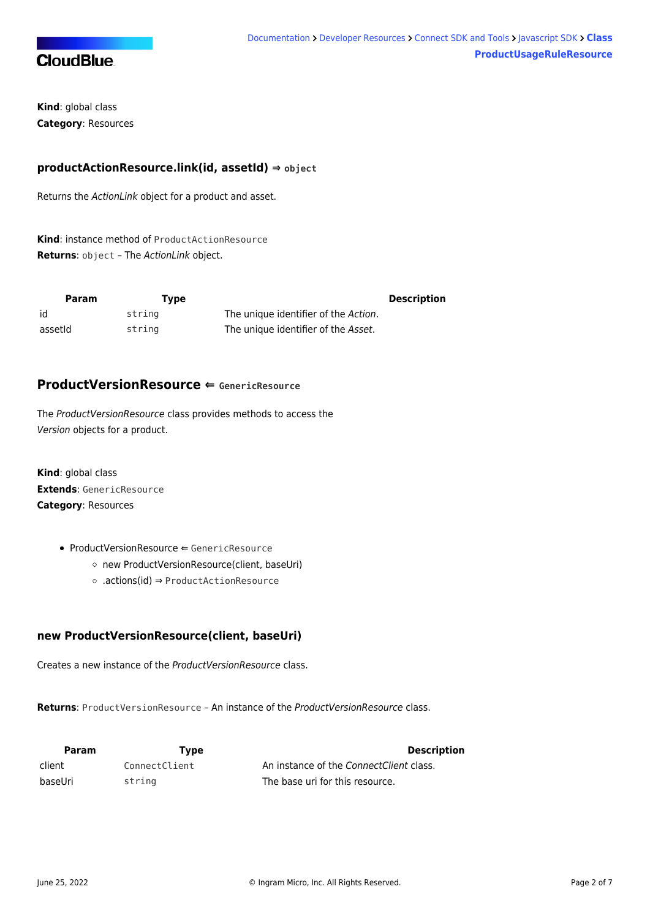**Kind**: global class
**Category**: Resources

### productActionResource.link(id, assetId) ⇒ `object`

Returns the *ActionLink* object for a product and asset.

**Kind**: instance method of `ProductActionResource`
**Returns**: `object` – The *ActionLink* object.

| Param | Type | Description |
| --- | --- | --- |
| id | `string` | The unique identifier of the *Action*. |
| assetId | `string` | The unique identifier of the *Asset*. |

## ProductVersionResource ⇐ `GenericResource`

The *ProductVersionResource* class provides methods to access the *Version* objects for a product.

**Kind**: global class
**Extends**: `GenericResource`
**Category**: Resources

- ProductVersionResource ⇐ `GenericResource`
  - new ProductVersionResource(client, baseUri)
  - .actions(id) ⇒ `ProductActionResource`

### new ProductVersionResource(client, baseUri)

Creates a new instance of the *ProductVersionResource* class.

**Returns**: `ProductVersionResource` – An instance of the *ProductVersionResource* class.

| Param | Type | Description |
| --- | --- | --- |
| client | `ConnectClient` | An instance of the *ConnectClient* class. |
| baseUri | `string` | The base uri for this resource. |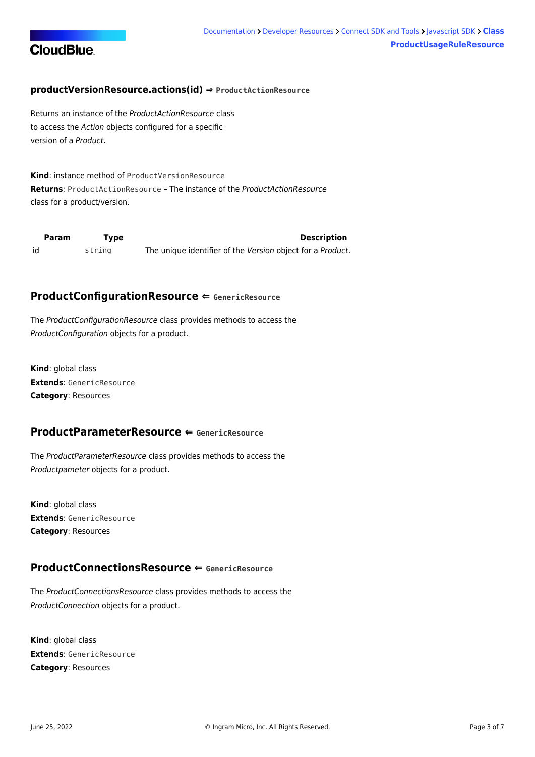### productVersionResource.actions(id) ⇒ `ProductActionResource`

Returns an instance of the *ProductActionResource* class to access the *Action* objects configured for a specific version of a *Product*.

**Kind**: instance method of `ProductVersionResource`
**Returns**: `ProductActionResource` – The instance of the *ProductActionResource* class for a product/version.

| Param | Type | Description |
| --- | --- | --- |
| id | `string` | The unique identifier of the *Version* object for a *Product*. |

## ProductConfigurationResource ⇐ `GenericResource`

The *ProductConfigurationResource* class provides methods to access the *ProductConfiguration* objects for a product.

**Kind**: global class
**Extends**: `GenericResource`
**Category**: Resources

## ProductParameterResource ⇐ `GenericResource`

The *ProductParameterResource* class provides methods to access the *Productpameter* objects for a product.

**Kind**: global class
**Extends**: `GenericResource`
**Category**: Resources

## ProductConnectionsResource ⇐ `GenericResource`

The *ProductConnectionsResource* class provides methods to access the *ProductConnection* objects for a product.

**Kind**: global class
**Extends**: `GenericResource`
**Category**: Resources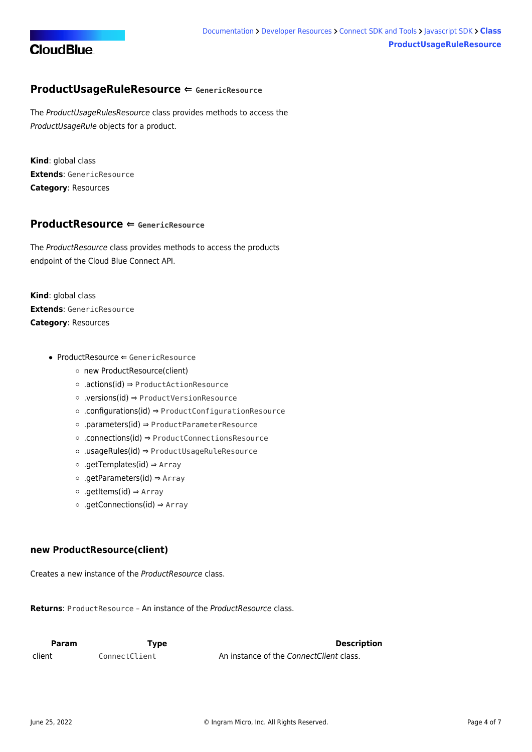## ProductUsageRuleResource ⇐ `GenericResource`

The *ProductUsageRulesResource* class provides methods to access the *ProductUsageRule* objects for a product.

**Kind**: global class
**Extends**: `GenericResource`
**Category**: Resources

## ProductResource ⇐ `GenericResource`

The *ProductResource* class provides methods to access the products endpoint of the Cloud Blue Connect API.

**Kind**: global class
**Extends**: `GenericResource`
**Category**: Resources

- ProductResource ⇐ `GenericResource`
  - new ProductResource(client)
  - .actions(id) ⇒ `ProductActionResource`
  - .versions(id) ⇒ `ProductVersionResource`
  - .configurations(id) ⇒ `ProductConfigurationResource`
  - .parameters(id) ⇒ `ProductParameterResource`
  - .connections(id) ⇒ `ProductConnectionsResource`
  - .usageRules(id) ⇒ `ProductUsageRuleResource`
  - .getTemplates(id) ⇒ `Array`
  - .getParameters(id) ~~⇒ `Array`~~
  - .getItems(id) ⇒ `Array`
  - .getConnections(id) ⇒ `Array`

### new ProductResource(client)

Creates a new instance of the *ProductResource* class.

**Returns**: `ProductResource` – An instance of the *ProductResource* class.

| Param | Type | Description |
|---|---|---|
| client | `ConnectClient` | An instance of the *ConnectClient* class. |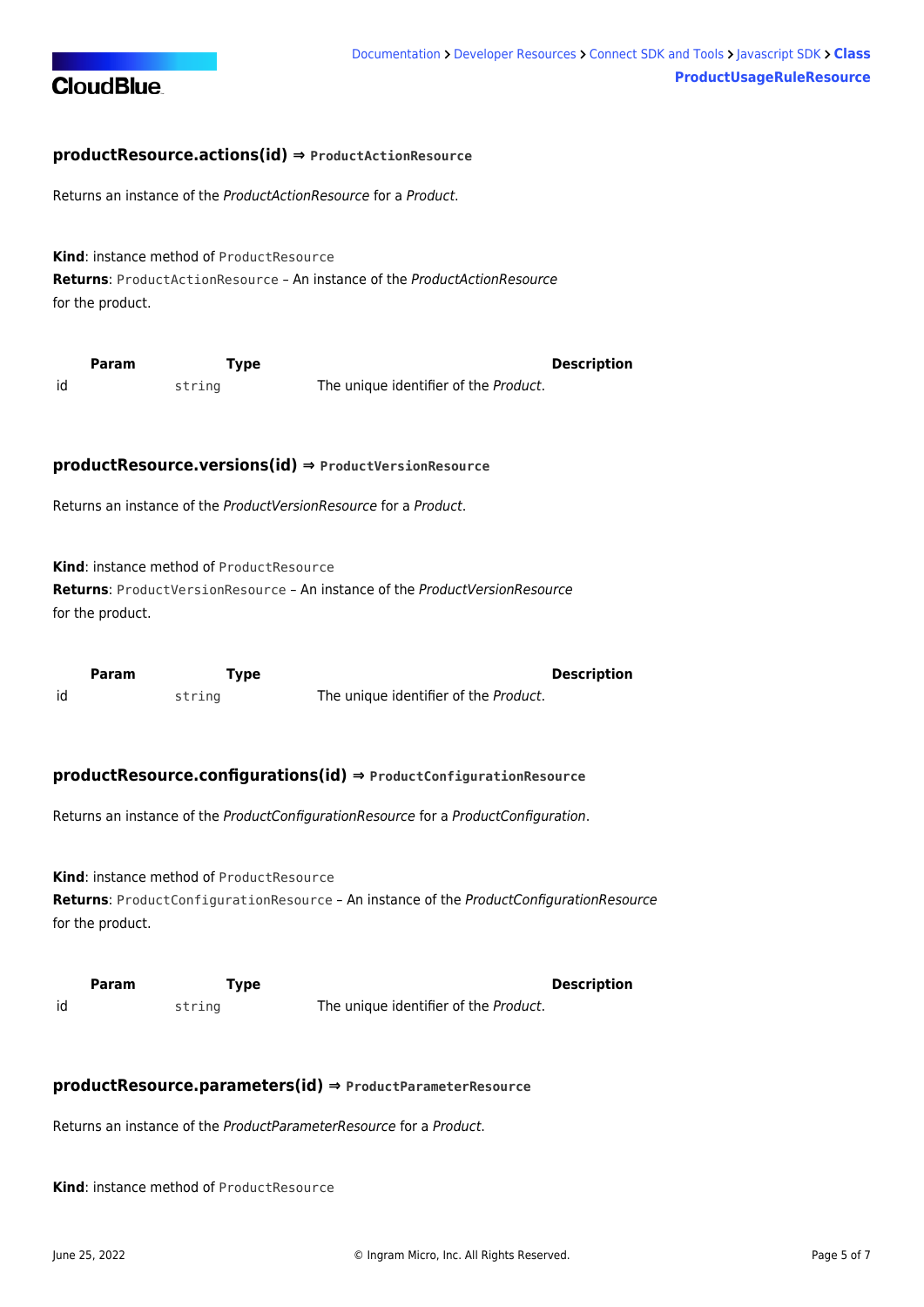#### productResource.actions(id) ⇒ `ProductActionResource`

Returns an instance of the *ProductActionResource* for a *Product*.

**Kind**: instance method of `ProductResource`
**Returns**: `ProductActionResource` – An instance of the *ProductActionResource* for the product.

| Param | Type | Description |
| --- | --- | --- |
| id | `string` | The unique identifier of the *Product*. |

#### productResource.versions(id) ⇒ `ProductVersionResource`

Returns an instance of the *ProductVersionResource* for a *Product*.

**Kind**: instance method of `ProductResource`
**Returns**: `ProductVersionResource` – An instance of the *ProductVersionResource* for the product.

| Param | Type | Description |
| --- | --- | --- |
| id | `string` | The unique identifier of the *Product*. |

#### productResource.configurations(id) ⇒ `ProductConfigurationResource`

Returns an instance of the *ProductConfigurationResource* for a *ProductConfiguration*.

**Kind**: instance method of `ProductResource`
**Returns**: `ProductConfigurationResource` – An instance of the *ProductConfigurationResource* for the product.

| Param | Type | Description |
| --- | --- | --- |
| id | `string` | The unique identifier of the *Product*. |

#### productResource.parameters(id) ⇒ `ProductParameterResource`

Returns an instance of the *ProductParameterResource* for a *Product*.

**Kind**: instance method of `ProductResource`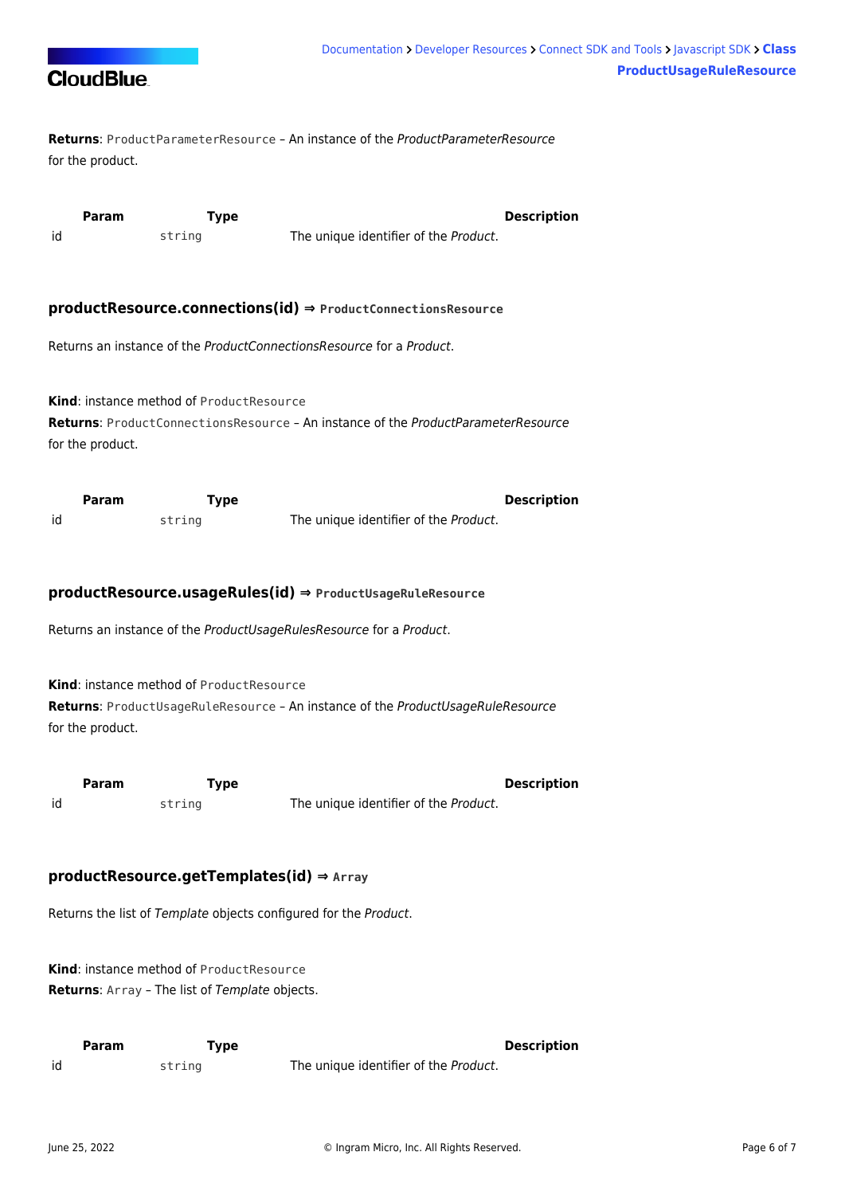**Returns**: `ProductParameterResource` – An instance of the *ProductParameterResource* for the product.

| Param | Type | Description |
| --- | --- | --- |
| id | `string` | The unique identifier of the *Product*. |

### productResource.connections(id) ⇒ `ProductConnectionsResource`

Returns an instance of the *ProductConnectionsResource* for a *Product*.

**Kind**: instance method of `ProductResource`
**Returns**: `ProductConnectionsResource` – An instance of the *ProductParameterResource* for the product.

| Param | Type | Description |
| --- | --- | --- |
| id | `string` | The unique identifier of the *Product*. |

### productResource.usageRules(id) ⇒ `ProductUsageRuleResource`

Returns an instance of the *ProductUsageRulesResource* for a *Product*.

**Kind**: instance method of `ProductResource`
**Returns**: `ProductUsageRuleResource` – An instance of the *ProductUsageRuleResource* for the product.

| Param | Type | Description |
| --- | --- | --- |
| id | `string` | The unique identifier of the *Product*. |

### productResource.getTemplates(id) ⇒ `Array`

Returns the list of *Template* objects configured for the *Product*.

**Kind**: instance method of `ProductResource`
**Returns**: `Array` – The list of *Template* objects.

| Param | Type | Description |
| --- | --- | --- |
| id | `string` | The unique identifier of the *Product*. |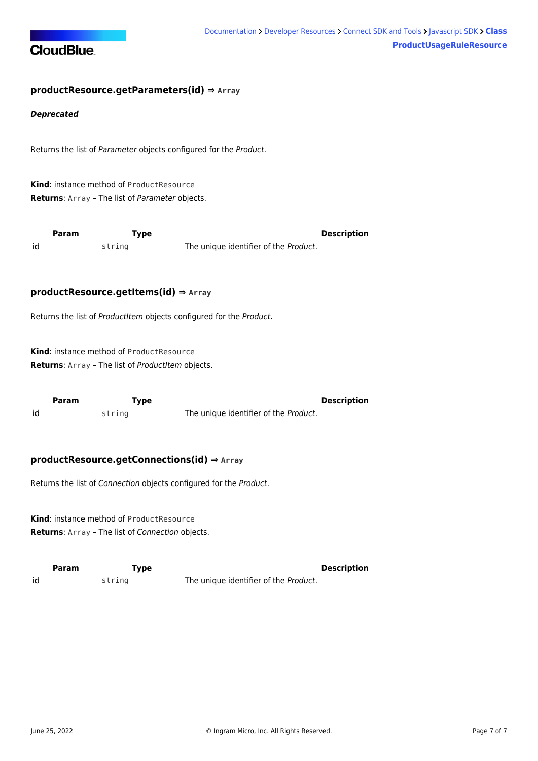### ~~productResource.getParameters(id) ⇒ `Array`~~

***Deprecated***

Returns the list of *Parameter* objects configured for the *Product*.

**Kind**: instance method of `ProductResource`
**Returns**: `Array` – The list of *Parameter* objects.

| Param | Type | Description |
| --- | --- | --- |
| id | `string` | The unique identifier of the *Product*. |

### productResource.getItems(id) ⇒ `Array`

Returns the list of *ProductItem* objects configured for the *Product*.

**Kind**: instance method of `ProductResource`
**Returns**: `Array` – The list of *ProductItem* objects.

| Param | Type | Description |
| --- | --- | --- |
| id | `string` | The unique identifier of the *Product*. |

### productResource.getConnections(id) ⇒ `Array`

Returns the list of *Connection* objects configured for the *Product*.

**Kind**: instance method of `ProductResource`
**Returns**: `Array` – The list of *Connection* objects.

| Param | Type | Description |
| --- | --- | --- |
| id | `string` | The unique identifier of the *Product*. |